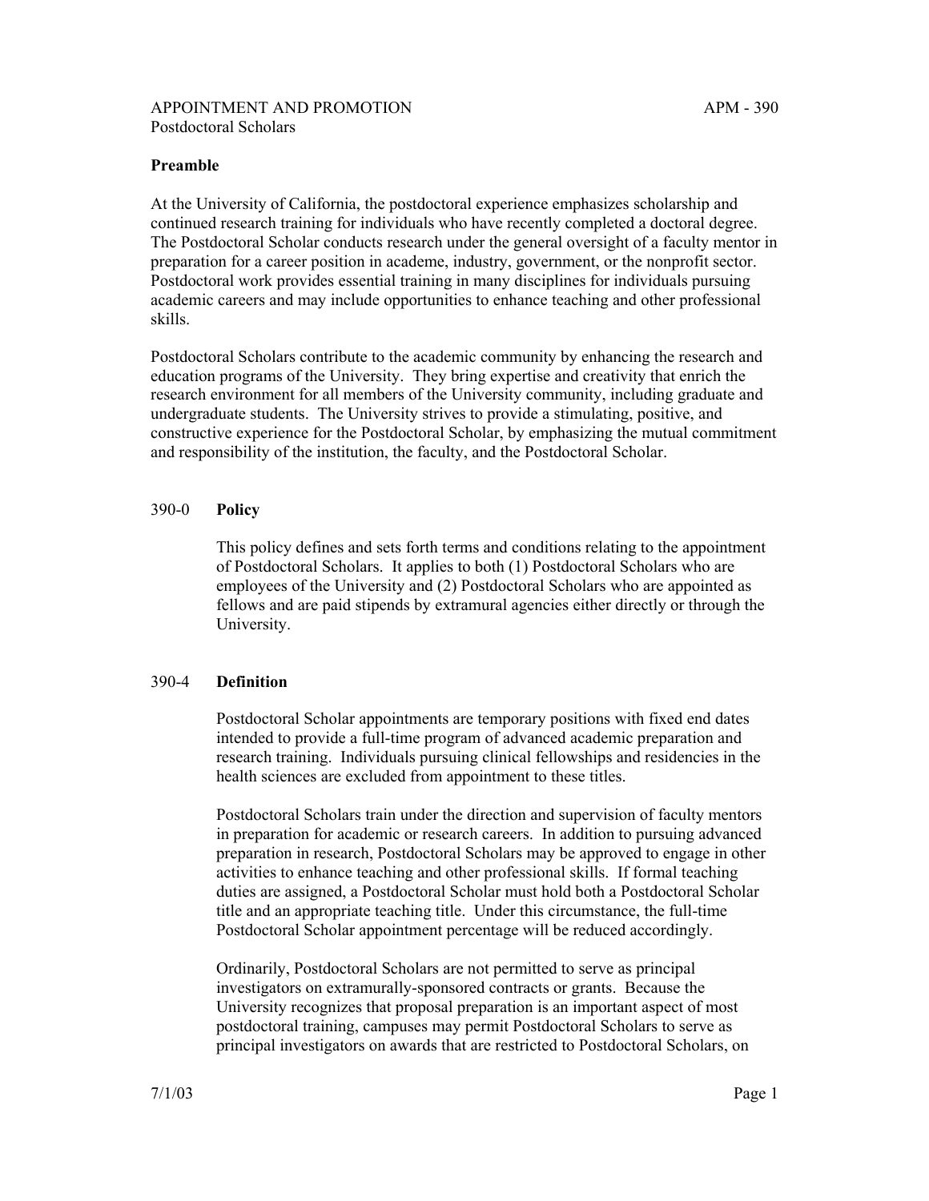APPOINTMENT AND PROMOTION APM - 390
Postdoctoral Scholars

## Preamble

At the University of California, the postdoctoral experience emphasizes scholarship and continued research training for individuals who have recently completed a doctoral degree. The Postdoctoral Scholar conducts research under the general oversight of a faculty mentor in preparation for a career position in academe, industry, government, or the nonprofit sector. Postdoctoral work provides essential training in many disciplines for individuals pursuing academic careers and may include opportunities to enhance teaching and other professional skills.

Postdoctoral Scholars contribute to the academic community by enhancing the research and education programs of the University. They bring expertise and creativity that enrich the research environment for all members of the University community, including graduate and undergraduate students. The University strives to provide a stimulating, positive, and constructive experience for the Postdoctoral Scholar, by emphasizing the mutual commitment and responsibility of the institution, the faculty, and the Postdoctoral Scholar.

## 390-0 Policy

This policy defines and sets forth terms and conditions relating to the appointment of Postdoctoral Scholars. It applies to both (1) Postdoctoral Scholars who are employees of the University and (2) Postdoctoral Scholars who are appointed as fellows and are paid stipends by extramural agencies either directly or through the University.

## 390-4 Definition

Postdoctoral Scholar appointments are temporary positions with fixed end dates intended to provide a full-time program of advanced academic preparation and research training. Individuals pursuing clinical fellowships and residencies in the health sciences are excluded from appointment to these titles.

Postdoctoral Scholars train under the direction and supervision of faculty mentors in preparation for academic or research careers. In addition to pursuing advanced preparation in research, Postdoctoral Scholars may be approved to engage in other activities to enhance teaching and other professional skills. If formal teaching duties are assigned, a Postdoctoral Scholar must hold both a Postdoctoral Scholar title and an appropriate teaching title. Under this circumstance, the full-time Postdoctoral Scholar appointment percentage will be reduced accordingly.

Ordinarily, Postdoctoral Scholars are not permitted to serve as principal investigators on extramurally-sponsored contracts or grants. Because the University recognizes that proposal preparation is an important aspect of most postdoctoral training, campuses may permit Postdoctoral Scholars to serve as principal investigators on awards that are restricted to Postdoctoral Scholars, on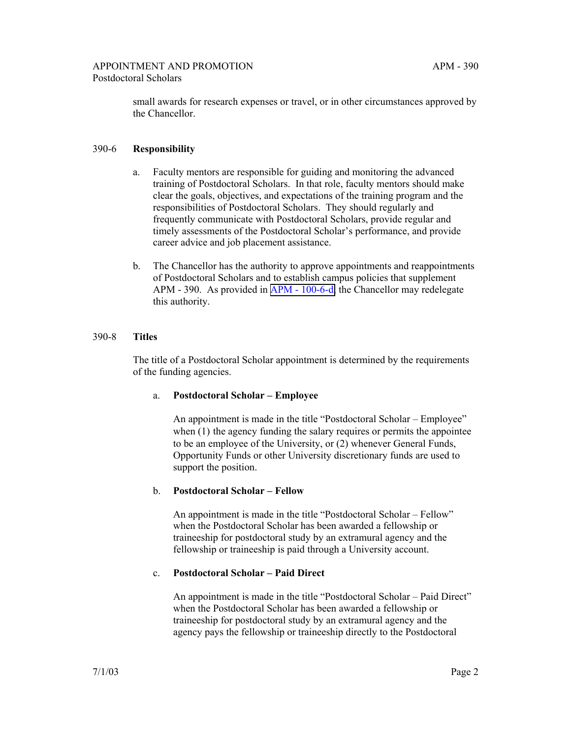small awards for research expenses or travel, or in other circumstances approved by the Chancellor.

## 390-6 Responsibility

a. Faculty mentors are responsible for guiding and monitoring the advanced training of Postdoctoral Scholars. In that role, faculty mentors should make clear the goals, objectives, and expectations of the training program and the responsibilities of Postdoctoral Scholars. They should regularly and frequently communicate with Postdoctoral Scholars, provide regular and timely assessments of the Postdoctoral Scholar's performance, and provide career advice and job placement assistance.

b. The Chancellor has the authority to approve appointments and reappointments of Postdoctoral Scholars and to establish campus policies that supplement APM - 390. As provided in APM - 100-6-d, the Chancellor may redelegate this authority.

## 390-8 Titles

The title of a Postdoctoral Scholar appointment is determined by the requirements of the funding agencies.

### a. Postdoctoral Scholar – Employee

An appointment is made in the title "Postdoctoral Scholar – Employee" when (1) the agency funding the salary requires or permits the appointee to be an employee of the University, or (2) whenever General Funds, Opportunity Funds or other University discretionary funds are used to support the position.

### b. Postdoctoral Scholar – Fellow

An appointment is made in the title "Postdoctoral Scholar – Fellow" when the Postdoctoral Scholar has been awarded a fellowship or traineeship for postdoctoral study by an extramural agency and the fellowship or traineeship is paid through a University account.

### c. Postdoctoral Scholar – Paid Direct

An appointment is made in the title "Postdoctoral Scholar – Paid Direct" when the Postdoctoral Scholar has been awarded a fellowship or traineeship for postdoctoral study by an extramural agency and the agency pays the fellowship or traineeship directly to the Postdoctoral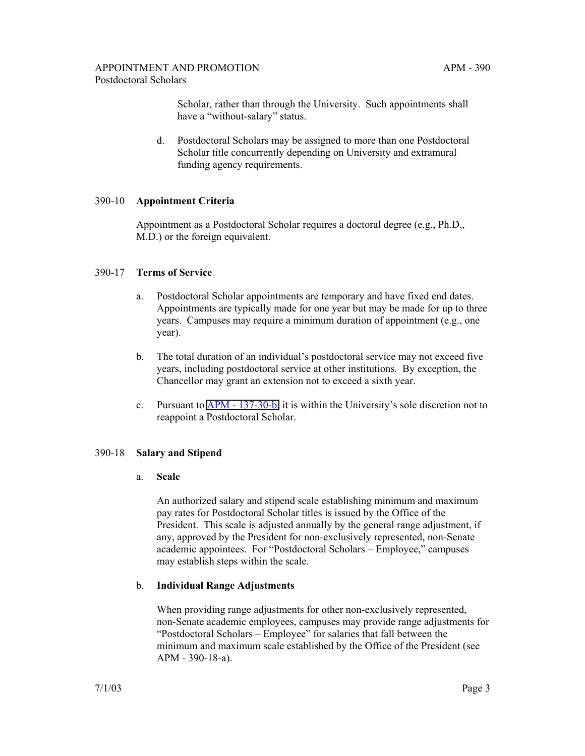Scholar, rather than through the University. Such appointments shall have a "without-salary" status.

d. Postdoctoral Scholars may be assigned to more than one Postdoctoral Scholar title concurrently depending on University and extramural funding agency requirements.

## 390-10 Appointment Criteria

Appointment as a Postdoctoral Scholar requires a doctoral degree (e.g., Ph.D., M.D.) or the foreign equivalent.

## 390-17 Terms of Service

a. Postdoctoral Scholar appointments are temporary and have fixed end dates. Appointments are typically made for one year but may be made for up to three years. Campuses may require a minimum duration of appointment (e.g., one year).

b. The total duration of an individual's postdoctoral service may not exceed five years, including postdoctoral service at other institutions. By exception, the Chancellor may grant an extension not to exceed a sixth year.

c. Pursuant to APM - 137-30-b, it is within the University's sole discretion not to reappoint a Postdoctoral Scholar.

## 390-18 Salary and Stipend

### a. Scale

An authorized salary and stipend scale establishing minimum and maximum pay rates for Postdoctoral Scholar titles is issued by the Office of the President. This scale is adjusted annually by the general range adjustment, if any, approved by the President for non-exclusively represented, non-Senate academic appointees. For "Postdoctoral Scholars – Employee," campuses may establish steps within the scale.

### b. Individual Range Adjustments

When providing range adjustments for other non-exclusively represented, non-Senate academic employees, campuses may provide range adjustments for "Postdoctoral Scholars – Employee" for salaries that fall between the minimum and maximum scale established by the Office of the President (see APM - 390-18-a).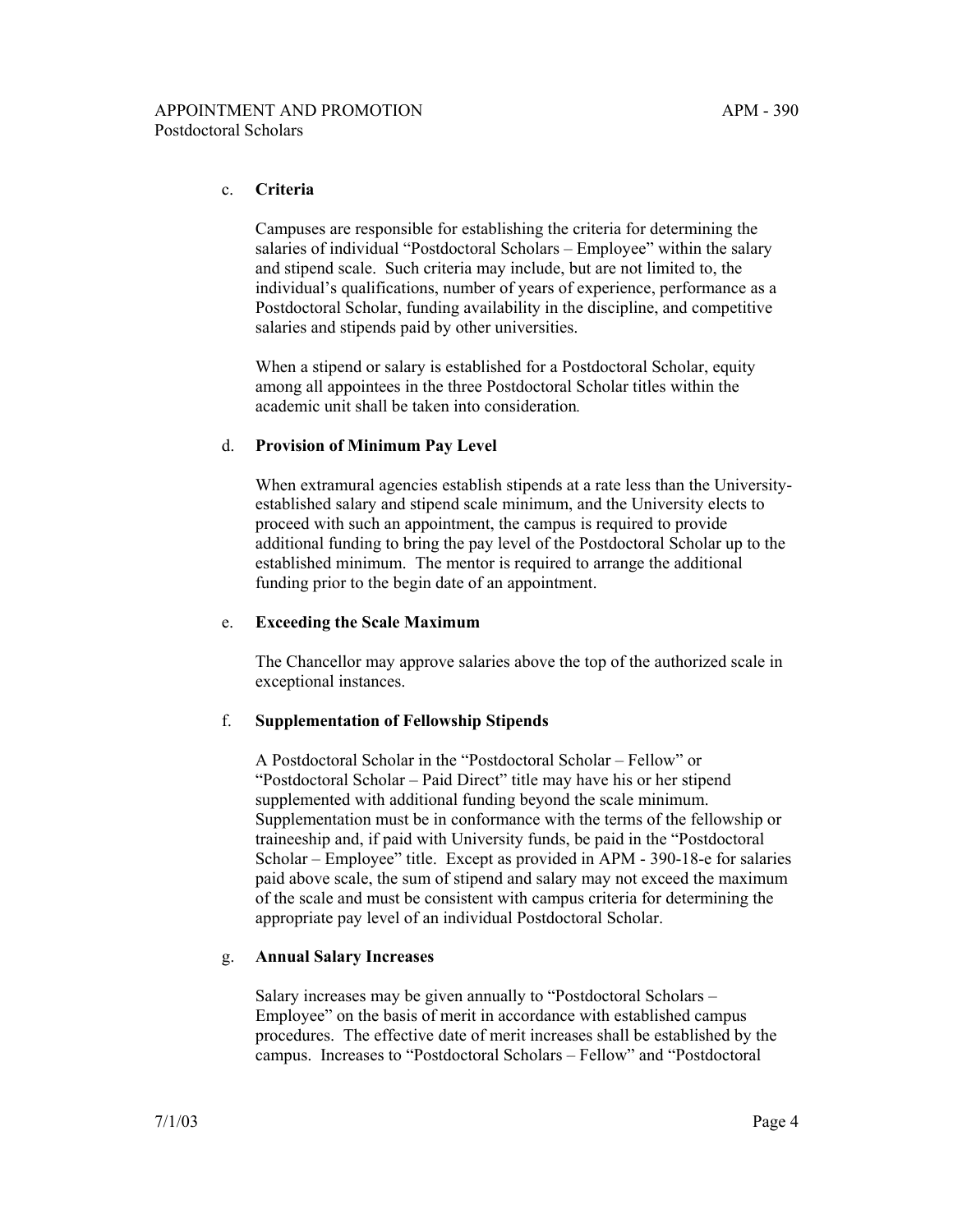c. **Criteria**

Campuses are responsible for establishing the criteria for determining the salaries of individual "Postdoctoral Scholars – Employee" within the salary and stipend scale. Such criteria may include, but are not limited to, the individual's qualifications, number of years of experience, performance as a Postdoctoral Scholar, funding availability in the discipline, and competitive salaries and stipends paid by other universities.

When a stipend or salary is established for a Postdoctoral Scholar, equity among all appointees in the three Postdoctoral Scholar titles within the academic unit shall be taken into consideration.

d. **Provision of Minimum Pay Level**

When extramural agencies establish stipends at a rate less than the University-established salary and stipend scale minimum, and the University elects to proceed with such an appointment, the campus is required to provide additional funding to bring the pay level of the Postdoctoral Scholar up to the established minimum. The mentor is required to arrange the additional funding prior to the begin date of an appointment.

e. **Exceeding the Scale Maximum**

The Chancellor may approve salaries above the top of the authorized scale in exceptional instances.

f. **Supplementation of Fellowship Stipends**

A Postdoctoral Scholar in the "Postdoctoral Scholar – Fellow" or "Postdoctoral Scholar – Paid Direct" title may have his or her stipend supplemented with additional funding beyond the scale minimum. Supplementation must be in conformance with the terms of the fellowship or traineeship and, if paid with University funds, be paid in the "Postdoctoral Scholar – Employee" title. Except as provided in APM - 390-18-e for salaries paid above scale, the sum of stipend and salary may not exceed the maximum of the scale and must be consistent with campus criteria for determining the appropriate pay level of an individual Postdoctoral Scholar.

g. **Annual Salary Increases**

Salary increases may be given annually to "Postdoctoral Scholars – Employee" on the basis of merit in accordance with established campus procedures. The effective date of merit increases shall be established by the campus. Increases to "Postdoctoral Scholars – Fellow" and "Postdoctoral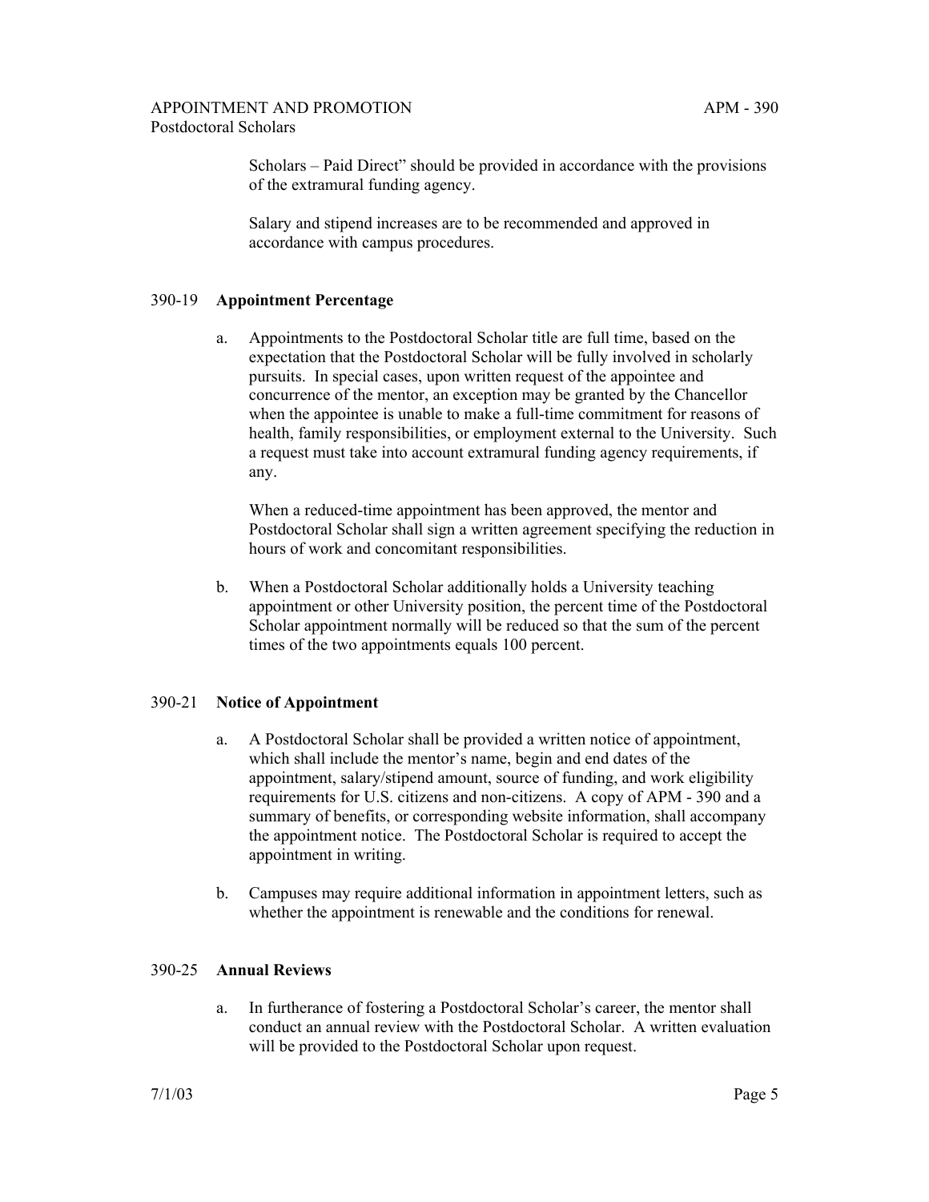Scholars – Paid Direct" should be provided in accordance with the provisions of the extramural funding agency.

Salary and stipend increases are to be recommended and approved in accordance with campus procedures.

## 390-19 **Appointment Percentage**

a. Appointments to the Postdoctoral Scholar title are full time, based on the expectation that the Postdoctoral Scholar will be fully involved in scholarly pursuits. In special cases, upon written request of the appointee and concurrence of the mentor, an exception may be granted by the Chancellor when the appointee is unable to make a full-time commitment for reasons of health, family responsibilities, or employment external to the University. Such a request must take into account extramural funding agency requirements, if any.

   When a reduced-time appointment has been approved, the mentor and Postdoctoral Scholar shall sign a written agreement specifying the reduction in hours of work and concomitant responsibilities.

b. When a Postdoctoral Scholar additionally holds a University teaching appointment or other University position, the percent time of the Postdoctoral Scholar appointment normally will be reduced so that the sum of the percent times of the two appointments equals 100 percent.

## 390-21 **Notice of Appointment**

a. A Postdoctoral Scholar shall be provided a written notice of appointment, which shall include the mentor's name, begin and end dates of the appointment, salary/stipend amount, source of funding, and work eligibility requirements for U.S. citizens and non-citizens. A copy of APM - 390 and a summary of benefits, or corresponding website information, shall accompany the appointment notice. The Postdoctoral Scholar is required to accept the appointment in writing.

b. Campuses may require additional information in appointment letters, such as whether the appointment is renewable and the conditions for renewal.

## 390-25 **Annual Reviews**

a. In furtherance of fostering a Postdoctoral Scholar's career, the mentor shall conduct an annual review with the Postdoctoral Scholar. A written evaluation will be provided to the Postdoctoral Scholar upon request.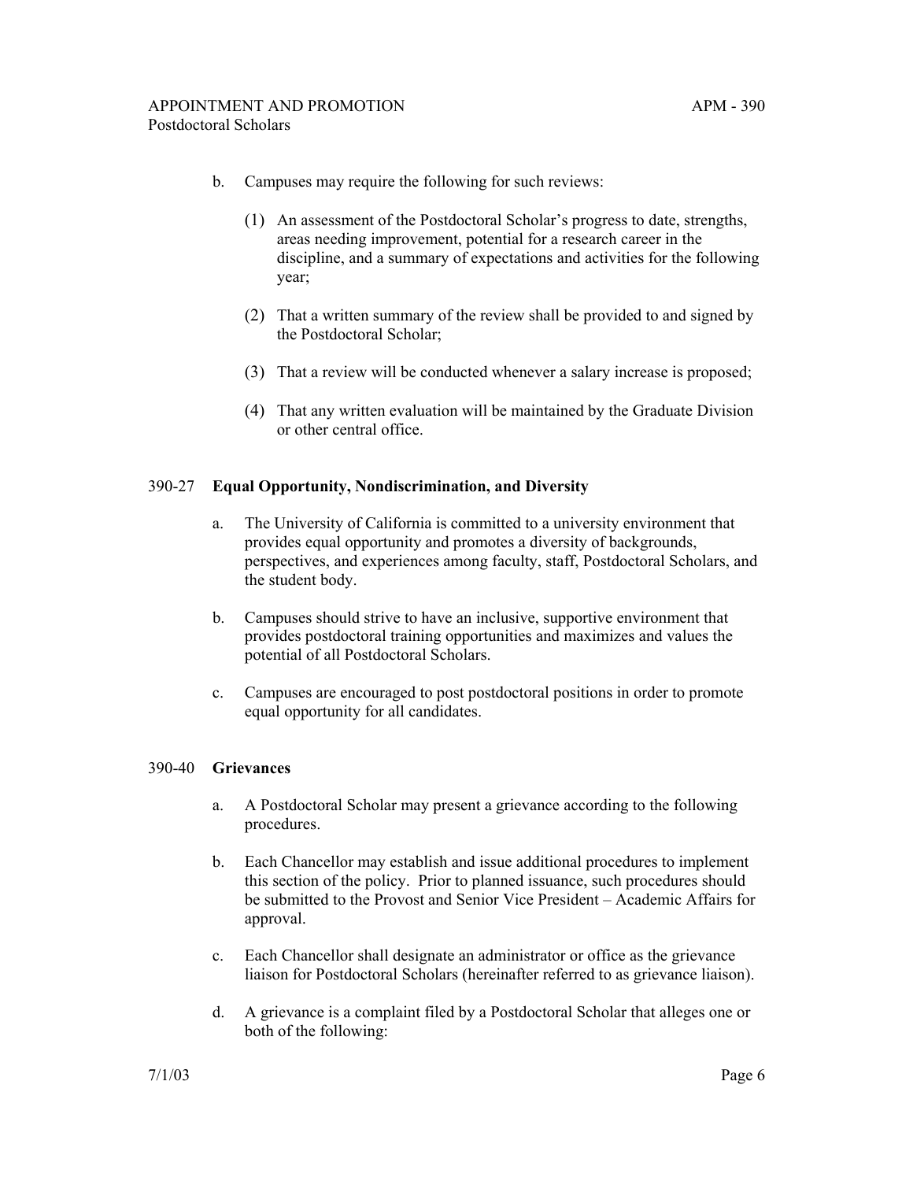b. Campuses may require the following for such reviews:

   (1) An assessment of the Postdoctoral Scholar's progress to date, strengths, areas needing improvement, potential for a research career in the discipline, and a summary of expectations and activities for the following year;

   (2) That a written summary of the review shall be provided to and signed by the Postdoctoral Scholar;

   (3) That a review will be conducted whenever a salary increase is proposed;

   (4) That any written evaluation will be maintained by the Graduate Division or other central office.

## 390-27 Equal Opportunity, Nondiscrimination, and Diversity

a. The University of California is committed to a university environment that provides equal opportunity and promotes a diversity of backgrounds, perspectives, and experiences among faculty, staff, Postdoctoral Scholars, and the student body.

b. Campuses should strive to have an inclusive, supportive environment that provides postdoctoral training opportunities and maximizes and values the potential of all Postdoctoral Scholars.

c. Campuses are encouraged to post postdoctoral positions in order to promote equal opportunity for all candidates.

## 390-40 Grievances

a. A Postdoctoral Scholar may present a grievance according to the following procedures.

b. Each Chancellor may establish and issue additional procedures to implement this section of the policy. Prior to planned issuance, such procedures should be submitted to the Provost and Senior Vice President – Academic Affairs for approval.

c. Each Chancellor shall designate an administrator or office as the grievance liaison for Postdoctoral Scholars (hereinafter referred to as grievance liaison).

d. A grievance is a complaint filed by a Postdoctoral Scholar that alleges one or both of the following: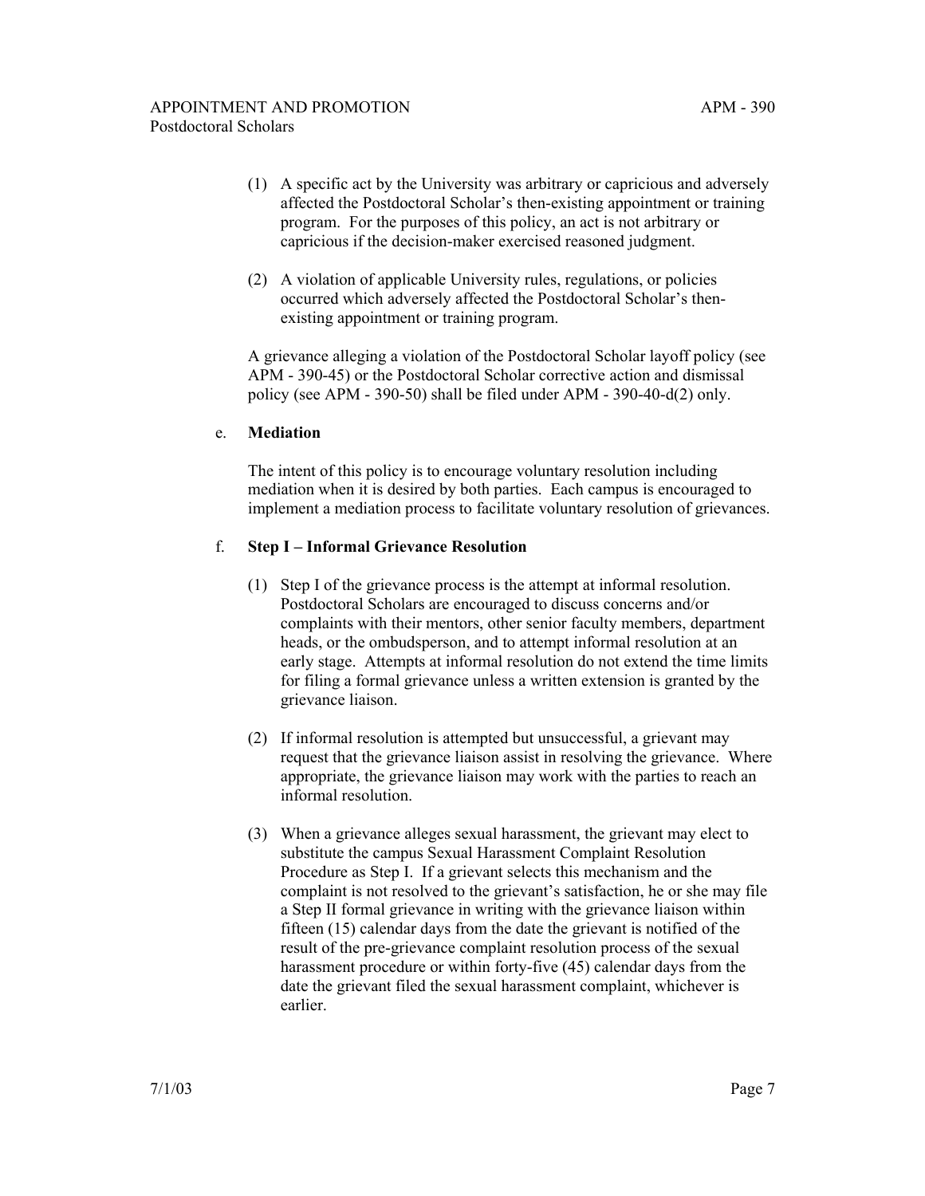(1) A specific act by the University was arbitrary or capricious and adversely affected the Postdoctoral Scholar's then-existing appointment or training program. For the purposes of this policy, an act is not arbitrary or capricious if the decision-maker exercised reasoned judgment.

(2) A violation of applicable University rules, regulations, or policies occurred which adversely affected the Postdoctoral Scholar's then-existing appointment or training program.

A grievance alleging a violation of the Postdoctoral Scholar layoff policy (see APM - 390-45) or the Postdoctoral Scholar corrective action and dismissal policy (see APM - 390-50) shall be filed under APM - 390-40-d(2) only.

e. **Mediation**

The intent of this policy is to encourage voluntary resolution including mediation when it is desired by both parties. Each campus is encouraged to implement a mediation process to facilitate voluntary resolution of grievances.

f. **Step I – Informal Grievance Resolution**

(1) Step I of the grievance process is the attempt at informal resolution. Postdoctoral Scholars are encouraged to discuss concerns and/or complaints with their mentors, other senior faculty members, department heads, or the ombudsperson, and to attempt informal resolution at an early stage. Attempts at informal resolution do not extend the time limits for filing a formal grievance unless a written extension is granted by the grievance liaison.

(2) If informal resolution is attempted but unsuccessful, a grievant may request that the grievance liaison assist in resolving the grievance. Where appropriate, the grievance liaison may work with the parties to reach an informal resolution.

(3) When a grievance alleges sexual harassment, the grievant may elect to substitute the campus Sexual Harassment Complaint Resolution Procedure as Step I. If a grievant selects this mechanism and the complaint is not resolved to the grievant's satisfaction, he or she may file a Step II formal grievance in writing with the grievance liaison within fifteen (15) calendar days from the date the grievant is notified of the result of the pre-grievance complaint resolution process of the sexual harassment procedure or within forty-five (45) calendar days from the date the grievant filed the sexual harassment complaint, whichever is earlier.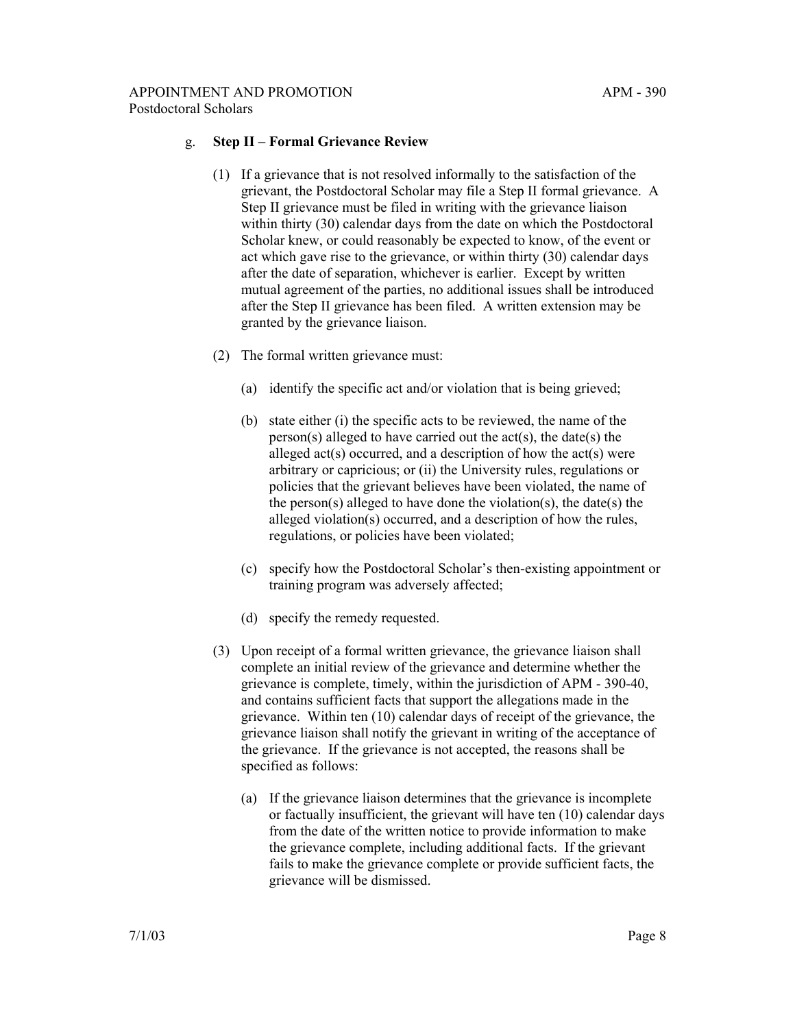g. **Step II – Formal Grievance Review**

(1) If a grievance that is not resolved informally to the satisfaction of the grievant, the Postdoctoral Scholar may file a Step II formal grievance. A Step II grievance must be filed in writing with the grievance liaison within thirty (30) calendar days from the date on which the Postdoctoral Scholar knew, or could reasonably be expected to know, of the event or act which gave rise to the grievance, or within thirty (30) calendar days after the date of separation, whichever is earlier. Except by written mutual agreement of the parties, no additional issues shall be introduced after the Step II grievance has been filed. A written extension may be granted by the grievance liaison.

(2) The formal written grievance must:

(a) identify the specific act and/or violation that is being grieved;

(b) state either (i) the specific acts to be reviewed, the name of the person(s) alleged to have carried out the act(s), the date(s) the alleged act(s) occurred, and a description of how the act(s) were arbitrary or capricious; or (ii) the University rules, regulations or policies that the grievant believes have been violated, the name of the person(s) alleged to have done the violation(s), the date(s) the alleged violation(s) occurred, and a description of how the rules, regulations, or policies have been violated;

(c) specify how the Postdoctoral Scholar's then-existing appointment or training program was adversely affected;

(d) specify the remedy requested.

(3) Upon receipt of a formal written grievance, the grievance liaison shall complete an initial review of the grievance and determine whether the grievance is complete, timely, within the jurisdiction of APM - 390-40, and contains sufficient facts that support the allegations made in the grievance. Within ten (10) calendar days of receipt of the grievance, the grievance liaison shall notify the grievant in writing of the acceptance of the grievance. If the grievance is not accepted, the reasons shall be specified as follows:

(a) If the grievance liaison determines that the grievance is incomplete or factually insufficient, the grievant will have ten (10) calendar days from the date of the written notice to provide information to make the grievance complete, including additional facts. If the grievant fails to make the grievance complete or provide sufficient facts, the grievance will be dismissed.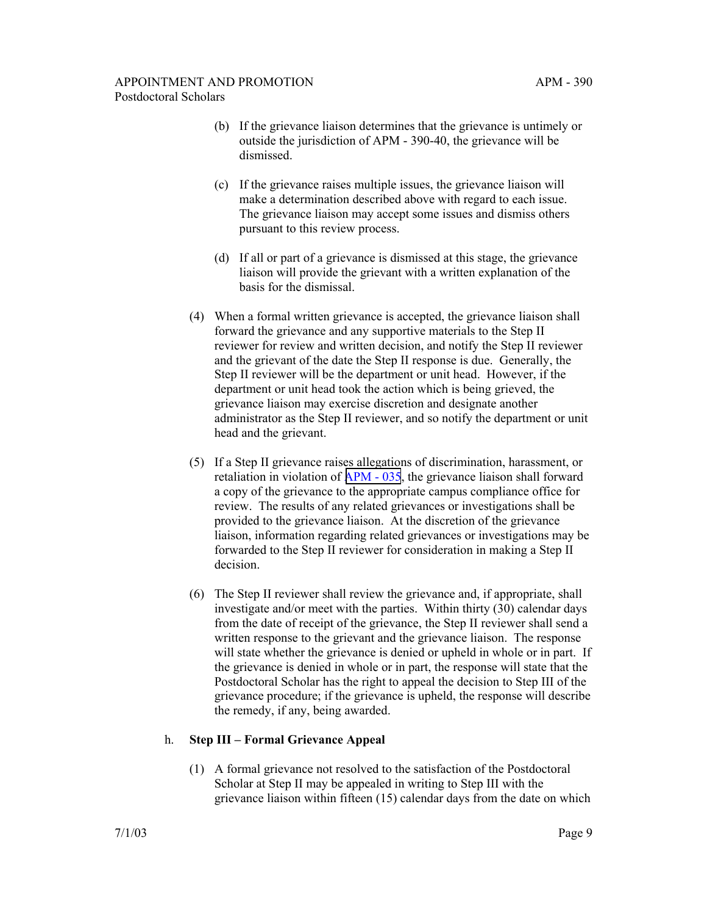(b) If the grievance liaison determines that the grievance is untimely or outside the jurisdiction of APM - 390-40, the grievance will be dismissed.

(c) If the grievance raises multiple issues, the grievance liaison will make a determination described above with regard to each issue. The grievance liaison may accept some issues and dismiss others pursuant to this review process.

(d) If all or part of a grievance is dismissed at this stage, the grievance liaison will provide the grievant with a written explanation of the basis for the dismissal.

(4) When a formal written grievance is accepted, the grievance liaison shall forward the grievance and any supportive materials to the Step II reviewer for review and written decision, and notify the Step II reviewer and the grievant of the date the Step II response is due. Generally, the Step II reviewer will be the department or unit head. However, if the department or unit head took the action which is being grieved, the grievance liaison may exercise discretion and designate another administrator as the Step II reviewer, and so notify the department or unit head and the grievant.

(5) If a Step II grievance raises allegations of discrimination, harassment, or retaliation in violation of APM - 035, the grievance liaison shall forward a copy of the grievance to the appropriate campus compliance office for review. The results of any related grievances or investigations shall be provided to the grievance liaison. At the discretion of the grievance liaison, information regarding related grievances or investigations may be forwarded to the Step II reviewer for consideration in making a Step II decision.

(6) The Step II reviewer shall review the grievance and, if appropriate, shall investigate and/or meet with the parties. Within thirty (30) calendar days from the date of receipt of the grievance, the Step II reviewer shall send a written response to the grievant and the grievance liaison. The response will state whether the grievance is denied or upheld in whole or in part. If the grievance is denied in whole or in part, the response will state that the Postdoctoral Scholar has the right to appeal the decision to Step III of the grievance procedure; if the grievance is upheld, the response will describe the remedy, if any, being awarded.

h. **Step III – Formal Grievance Appeal**

(1) A formal grievance not resolved to the satisfaction of the Postdoctoral Scholar at Step II may be appealed in writing to Step III with the grievance liaison within fifteen (15) calendar days from the date on which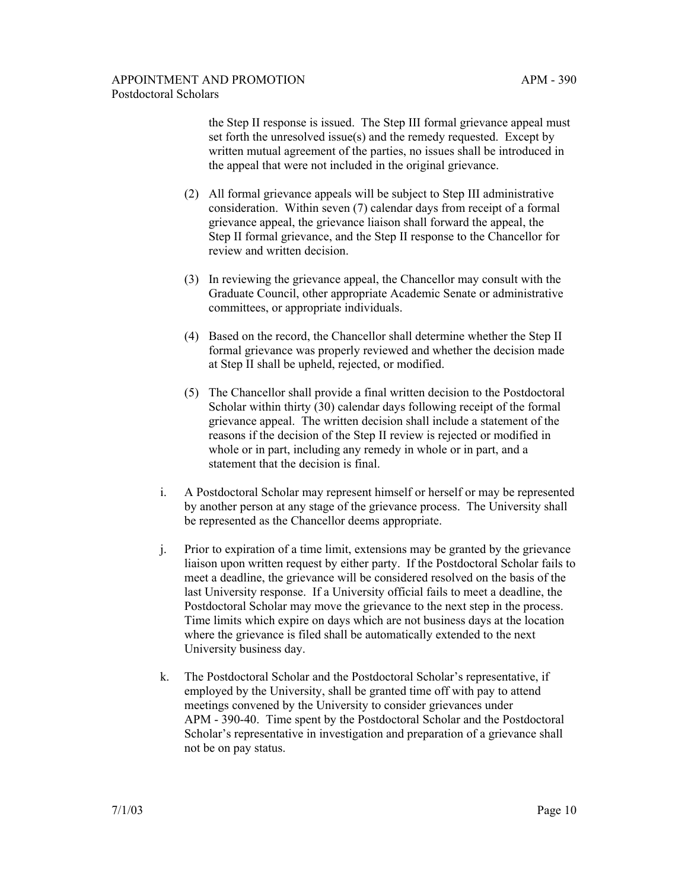the Step II response is issued. The Step III formal grievance appeal must set forth the unresolved issue(s) and the remedy requested. Except by written mutual agreement of the parties, no issues shall be introduced in the appeal that were not included in the original grievance.

(2) All formal grievance appeals will be subject to Step III administrative consideration. Within seven (7) calendar days from receipt of a formal grievance appeal, the grievance liaison shall forward the appeal, the Step II formal grievance, and the Step II response to the Chancellor for review and written decision.

(3) In reviewing the grievance appeal, the Chancellor may consult with the Graduate Council, other appropriate Academic Senate or administrative committees, or appropriate individuals.

(4) Based on the record, the Chancellor shall determine whether the Step II formal grievance was properly reviewed and whether the decision made at Step II shall be upheld, rejected, or modified.

(5) The Chancellor shall provide a final written decision to the Postdoctoral Scholar within thirty (30) calendar days following receipt of the formal grievance appeal. The written decision shall include a statement of the reasons if the decision of the Step II review is rejected or modified in whole or in part, including any remedy in whole or in part, and a statement that the decision is final.

i. A Postdoctoral Scholar may represent himself or herself or may be represented by another person at any stage of the grievance process. The University shall be represented as the Chancellor deems appropriate.

j. Prior to expiration of a time limit, extensions may be granted by the grievance liaison upon written request by either party. If the Postdoctoral Scholar fails to meet a deadline, the grievance will be considered resolved on the basis of the last University response. If a University official fails to meet a deadline, the Postdoctoral Scholar may move the grievance to the next step in the process. Time limits which expire on days which are not business days at the location where the grievance is filed shall be automatically extended to the next University business day.

k. The Postdoctoral Scholar and the Postdoctoral Scholar's representative, if employed by the University, shall be granted time off with pay to attend meetings convened by the University to consider grievances under APM - 390-40. Time spent by the Postdoctoral Scholar and the Postdoctoral Scholar's representative in investigation and preparation of a grievance shall not be on pay status.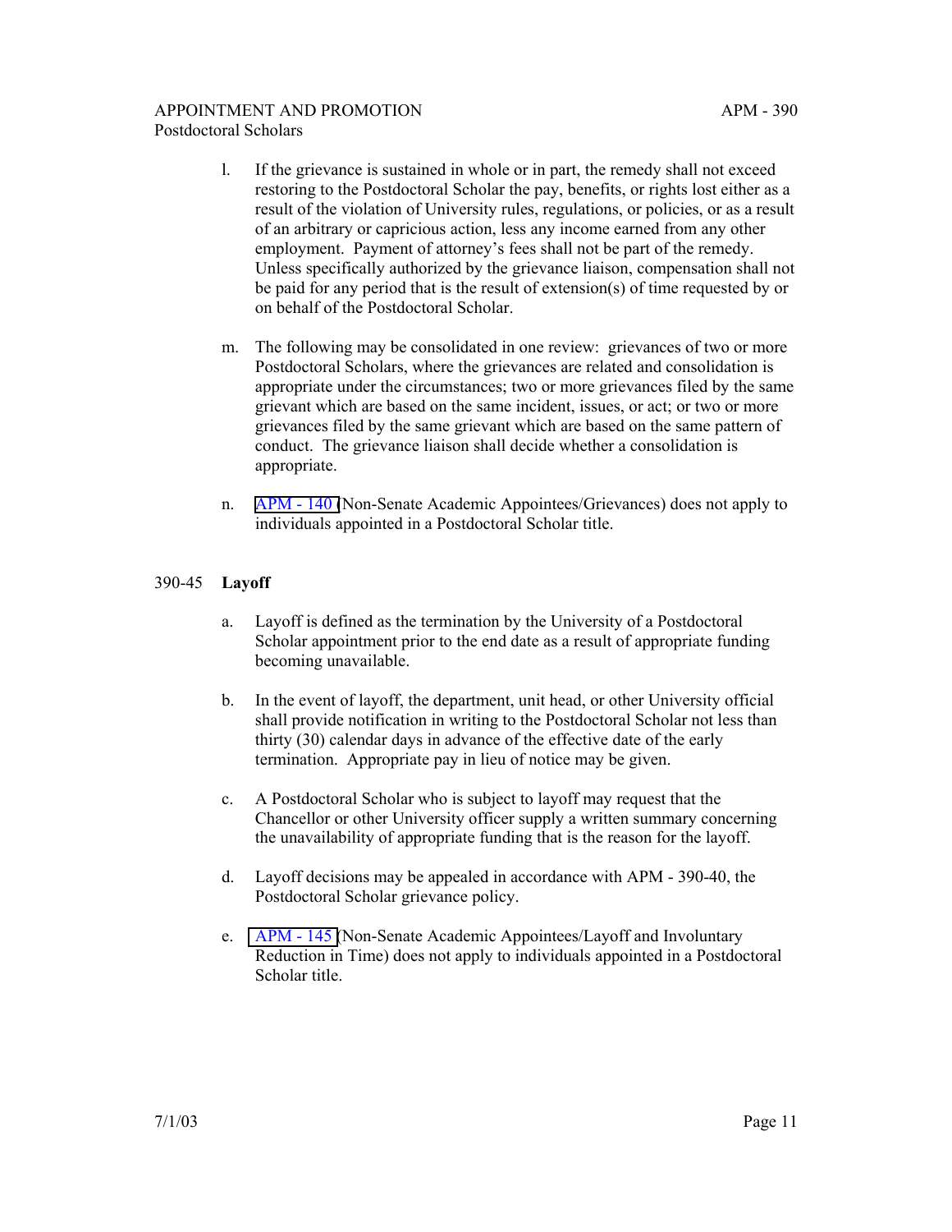l. If the grievance is sustained in whole or in part, the remedy shall not exceed restoring to the Postdoctoral Scholar the pay, benefits, or rights lost either as a result of the violation of University rules, regulations, or policies, or as a result of an arbitrary or capricious action, less any income earned from any other employment. Payment of attorney's fees shall not be part of the remedy. Unless specifically authorized by the grievance liaison, compensation shall not be paid for any period that is the result of extension(s) of time requested by or on behalf of the Postdoctoral Scholar.

m. The following may be consolidated in one review: grievances of two or more Postdoctoral Scholars, where the grievances are related and consolidation is appropriate under the circumstances; two or more grievances filed by the same grievant which are based on the same incident, issues, or act; or two or more grievances filed by the same grievant which are based on the same pattern of conduct. The grievance liaison shall decide whether a consolidation is appropriate.

n. APM - 140 (Non-Senate Academic Appointees/Grievances) does not apply to individuals appointed in a Postdoctoral Scholar title.

## 390-45 **Layoff**

a. Layoff is defined as the termination by the University of a Postdoctoral Scholar appointment prior to the end date as a result of appropriate funding becoming unavailable.

b. In the event of layoff, the department, unit head, or other University official shall provide notification in writing to the Postdoctoral Scholar not less than thirty (30) calendar days in advance of the effective date of the early termination. Appropriate pay in lieu of notice may be given.

c. A Postdoctoral Scholar who is subject to layoff may request that the Chancellor or other University officer supply a written summary concerning the unavailability of appropriate funding that is the reason for the layoff.

d. Layoff decisions may be appealed in accordance with APM - 390-40, the Postdoctoral Scholar grievance policy.

e. APM - 145 (Non-Senate Academic Appointees/Layoff and Involuntary Reduction in Time) does not apply to individuals appointed in a Postdoctoral Scholar title.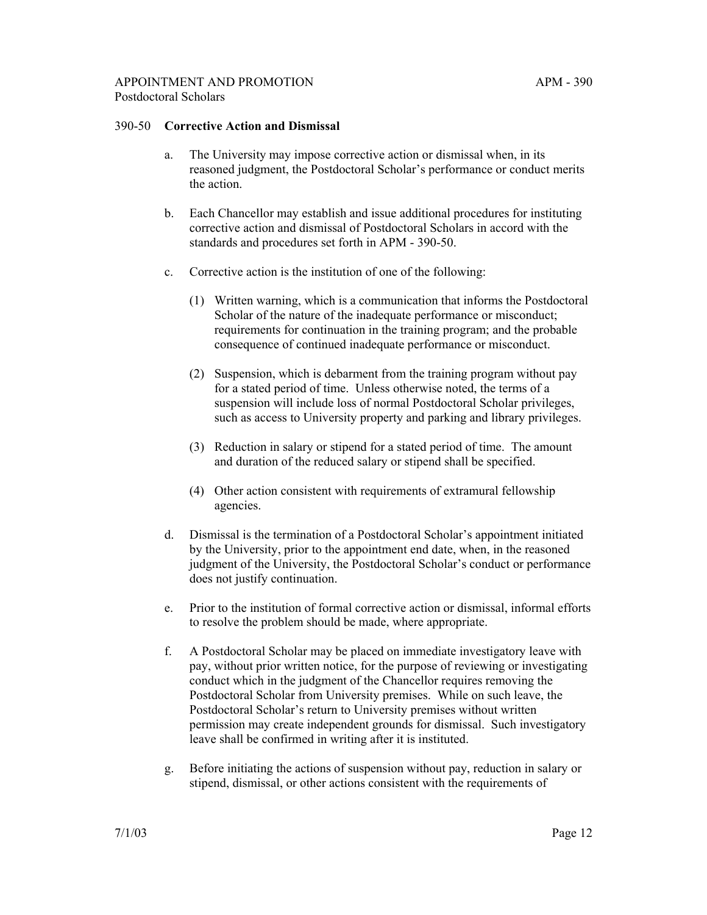## 390-50 **Corrective Action and Dismissal**

a. The University may impose corrective action or dismissal when, in its reasoned judgment, the Postdoctoral Scholar's performance or conduct merits the action.

b. Each Chancellor may establish and issue additional procedures for instituting corrective action and dismissal of Postdoctoral Scholars in accord with the standards and procedures set forth in APM - 390-50.

c. Corrective action is the institution of one of the following:

   (1) Written warning, which is a communication that informs the Postdoctoral Scholar of the nature of the inadequate performance or misconduct; requirements for continuation in the training program; and the probable consequence of continued inadequate performance or misconduct.

   (2) Suspension, which is debarment from the training program without pay for a stated period of time. Unless otherwise noted, the terms of a suspension will include loss of normal Postdoctoral Scholar privileges, such as access to University property and parking and library privileges.

   (3) Reduction in salary or stipend for a stated period of time. The amount and duration of the reduced salary or stipend shall be specified.

   (4) Other action consistent with requirements of extramural fellowship agencies.

d. Dismissal is the termination of a Postdoctoral Scholar's appointment initiated by the University, prior to the appointment end date, when, in the reasoned judgment of the University, the Postdoctoral Scholar's conduct or performance does not justify continuation.

e. Prior to the institution of formal corrective action or dismissal, informal efforts to resolve the problem should be made, where appropriate.

f. A Postdoctoral Scholar may be placed on immediate investigatory leave with pay, without prior written notice, for the purpose of reviewing or investigating conduct which in the judgment of the Chancellor requires removing the Postdoctoral Scholar from University premises. While on such leave, the Postdoctoral Scholar's return to University premises without written permission may create independent grounds for dismissal. Such investigatory leave shall be confirmed in writing after it is instituted.

g. Before initiating the actions of suspension without pay, reduction in salary or stipend, dismissal, or other actions consistent with the requirements of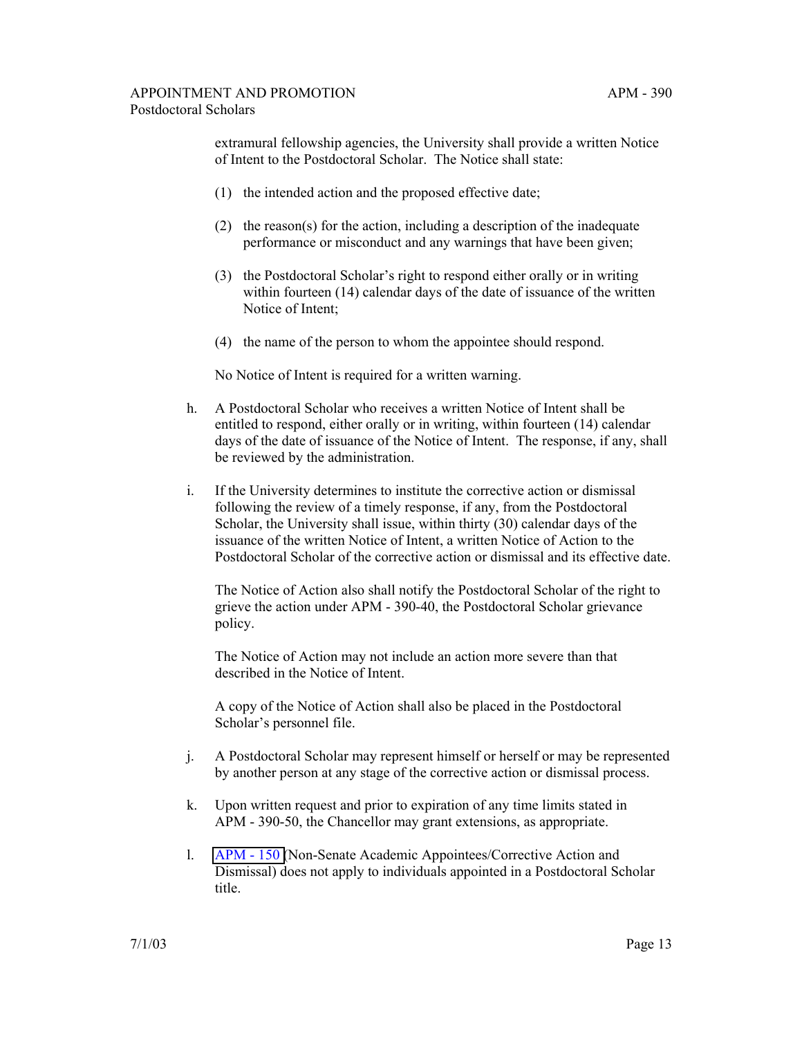extramural fellowship agencies, the University shall provide a written Notice of Intent to the Postdoctoral Scholar. The Notice shall state:

(1) the intended action and the proposed effective date;

(2) the reason(s) for the action, including a description of the inadequate performance or misconduct and any warnings that have been given;

(3) the Postdoctoral Scholar's right to respond either orally or in writing within fourteen (14) calendar days of the date of issuance of the written Notice of Intent;

(4) the name of the person to whom the appointee should respond.

No Notice of Intent is required for a written warning.

h. A Postdoctoral Scholar who receives a written Notice of Intent shall be entitled to respond, either orally or in writing, within fourteen (14) calendar days of the date of issuance of the Notice of Intent. The response, if any, shall be reviewed by the administration.

i. If the University determines to institute the corrective action or dismissal following the review of a timely response, if any, from the Postdoctoral Scholar, the University shall issue, within thirty (30) calendar days of the issuance of the written Notice of Intent, a written Notice of Action to the Postdoctoral Scholar of the corrective action or dismissal and its effective date.

   The Notice of Action also shall notify the Postdoctoral Scholar of the right to grieve the action under APM - 390-40, the Postdoctoral Scholar grievance policy.

   The Notice of Action may not include an action more severe than that described in the Notice of Intent.

   A copy of the Notice of Action shall also be placed in the Postdoctoral Scholar's personnel file.

j. A Postdoctoral Scholar may represent himself or herself or may be represented by another person at any stage of the corrective action or dismissal process.

k. Upon written request and prior to expiration of any time limits stated in APM - 390-50, the Chancellor may grant extensions, as appropriate.

l. APM - 150 (Non-Senate Academic Appointees/Corrective Action and Dismissal) does not apply to individuals appointed in a Postdoctoral Scholar title.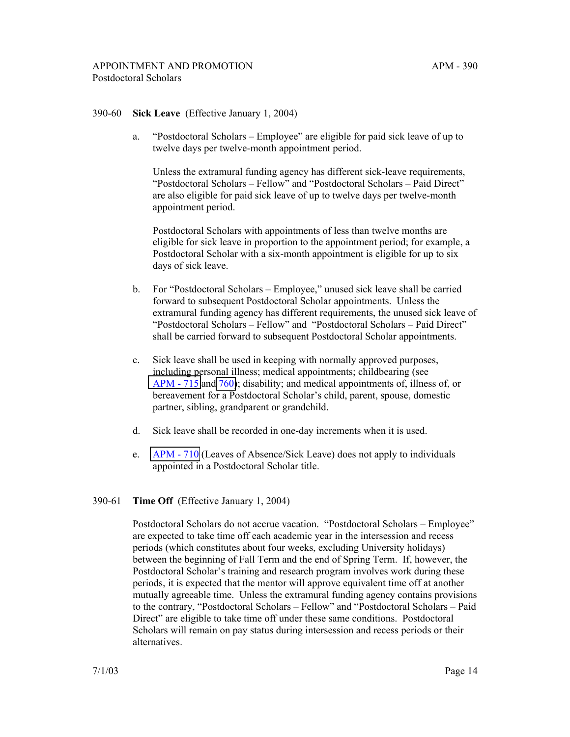390-60 **Sick Leave** (Effective January 1, 2004)

a. "Postdoctoral Scholars – Employee" are eligible for paid sick leave of up to twelve days per twelve-month appointment period.

   Unless the extramural funding agency has different sick-leave requirements, "Postdoctoral Scholars – Fellow" and "Postdoctoral Scholars – Paid Direct" are also eligible for paid sick leave of up to twelve days per twelve-month appointment period.

   Postdoctoral Scholars with appointments of less than twelve months are eligible for sick leave in proportion to the appointment period; for example, a Postdoctoral Scholar with a six-month appointment is eligible for up to six days of sick leave.

b. For "Postdoctoral Scholars – Employee," unused sick leave shall be carried forward to subsequent Postdoctoral Scholar appointments. Unless the extramural funding agency has different requirements, the unused sick leave of "Postdoctoral Scholars – Fellow" and "Postdoctoral Scholars – Paid Direct" shall be carried forward to subsequent Postdoctoral Scholar appointments.

c. Sick leave shall be used in keeping with normally approved purposes, including personal illness; medical appointments; childbearing (see APM - 715 and 760); disability; and medical appointments of, illness of, or bereavement for a Postdoctoral Scholar's child, parent, spouse, domestic partner, sibling, grandparent or grandchild.

d. Sick leave shall be recorded in one-day increments when it is used.

e. APM - 710 (Leaves of Absence/Sick Leave) does not apply to individuals appointed in a Postdoctoral Scholar title.

390-61 **Time Off** (Effective January 1, 2004)

Postdoctoral Scholars do not accrue vacation. "Postdoctoral Scholars – Employee" are expected to take time off each academic year in the intersession and recess periods (which constitutes about four weeks, excluding University holidays) between the beginning of Fall Term and the end of Spring Term. If, however, the Postdoctoral Scholar's training and research program involves work during these periods, it is expected that the mentor will approve equivalent time off at another mutually agreeable time. Unless the extramural funding agency contains provisions to the contrary, "Postdoctoral Scholars – Fellow" and "Postdoctoral Scholars – Paid Direct" are eligible to take time off under these same conditions. Postdoctoral Scholars will remain on pay status during intersession and recess periods or their alternatives.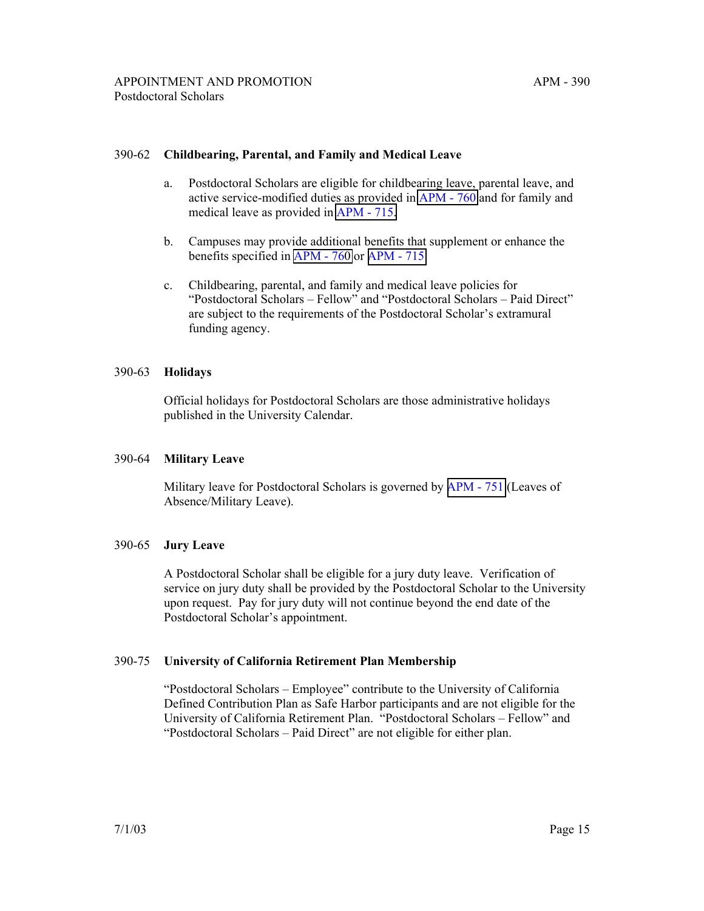### 390-62 Childbearing, Parental, and Family and Medical Leave

a. Postdoctoral Scholars are eligible for childbearing leave, parental leave, and active service-modified duties as provided in APM - 760 and for family and medical leave as provided in APM - 715.

b. Campuses may provide additional benefits that supplement or enhance the benefits specified in APM - 760 or APM - 715.

c. Childbearing, parental, and family and medical leave policies for "Postdoctoral Scholars – Fellow" and "Postdoctoral Scholars – Paid Direct" are subject to the requirements of the Postdoctoral Scholar's extramural funding agency.

### 390-63 Holidays

Official holidays for Postdoctoral Scholars are those administrative holidays published in the University Calendar.

### 390-64 Military Leave

Military leave for Postdoctoral Scholars is governed by APM - 751 (Leaves of Absence/Military Leave).

### 390-65 Jury Leave

A Postdoctoral Scholar shall be eligible for a jury duty leave. Verification of service on jury duty shall be provided by the Postdoctoral Scholar to the University upon request. Pay for jury duty will not continue beyond the end date of the Postdoctoral Scholar's appointment.

### 390-75 University of California Retirement Plan Membership

"Postdoctoral Scholars – Employee" contribute to the University of California Defined Contribution Plan as Safe Harbor participants and are not eligible for the University of California Retirement Plan. "Postdoctoral Scholars – Fellow" and "Postdoctoral Scholars – Paid Direct" are not eligible for either plan.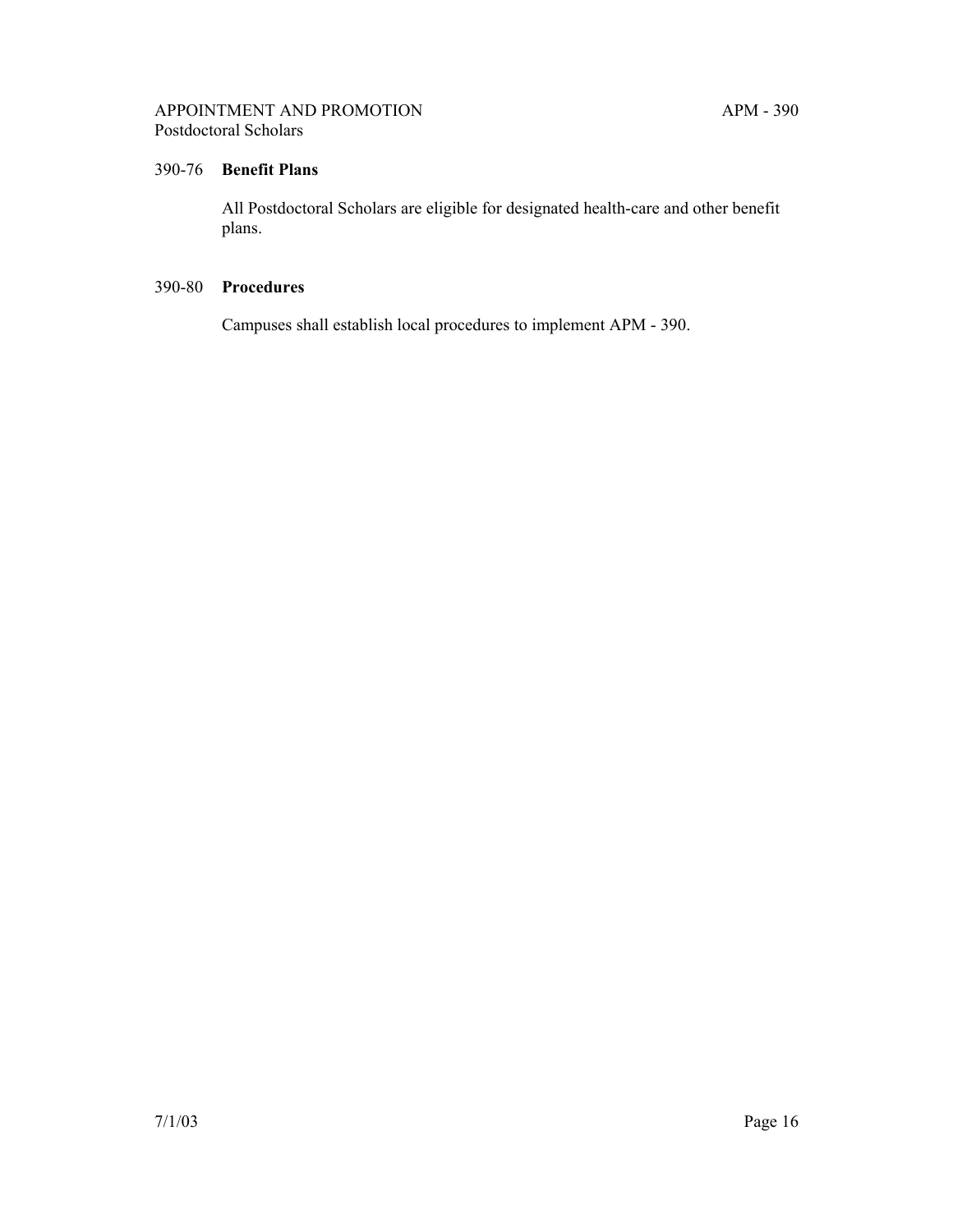### 390-76 **Benefit Plans**

All Postdoctoral Scholars are eligible for designated health-care and other benefit plans.

### 390-80 **Procedures**

Campuses shall establish local procedures to implement APM - 390.